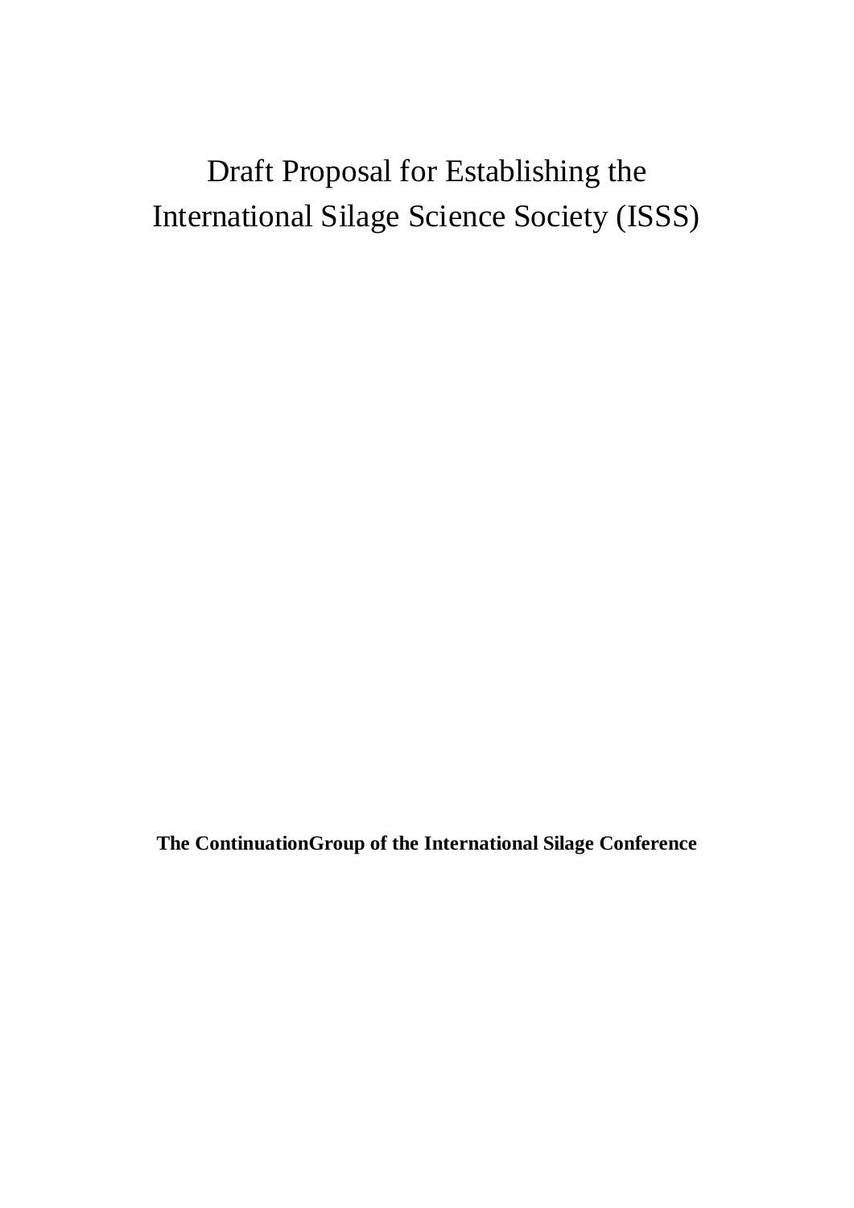# Draft Proposal for Establishing the International Silage Science Society (ISSS)

**The ContinuationGroup of the International Silage Conference**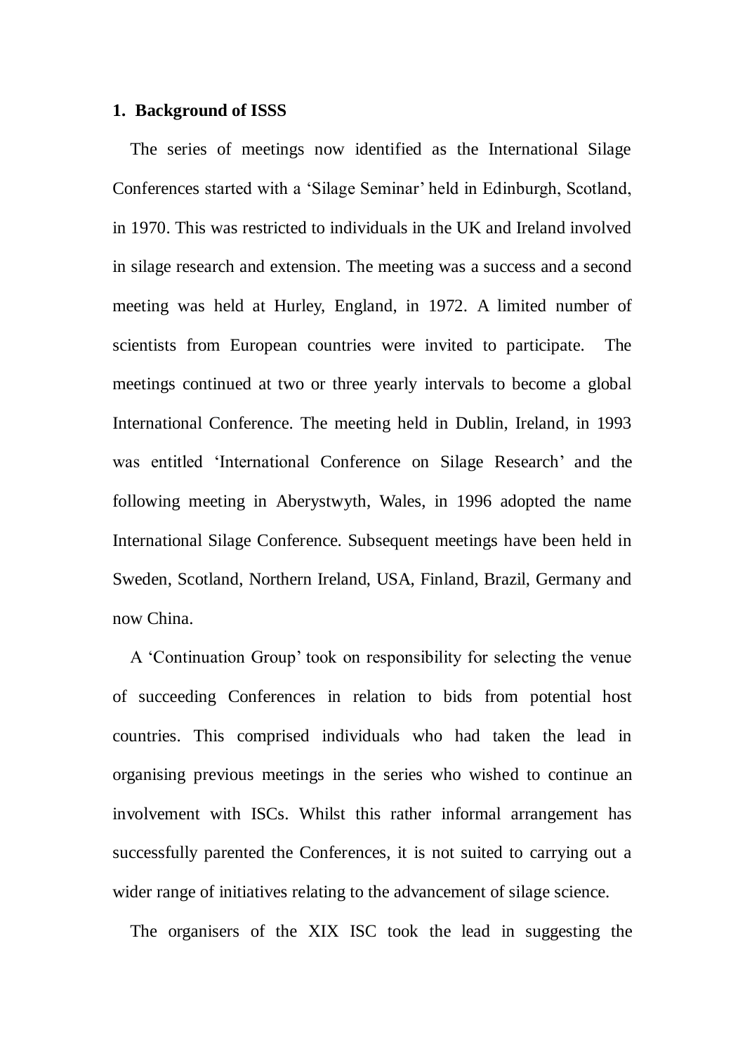## 1. Background of ISSS

The series of meetings now identified as the International Silage Conferences started with a 'Silage Seminar' held in Edinburgh, Scotland, in 1970. This was restricted to individuals in the UK and Ireland involved in silage research and extension. The meeting was a success and a second meeting was held at Hurley, England, in 1972. A limited number of scientists from European countries were invited to participate. The meetings continued at two or three yearly intervals to become a global International Conference. The meeting held in Dublin, Ireland, in 1993 was entitled 'International Conference on Silage Research' and the following meeting in Aberystwyth, Wales, in 1996 adopted the name International Silage Conference. Subsequent meetings have been held in Sweden, Scotland, Northern Ireland, USA, Finland, Brazil, Germany and now China.

A 'Continuation Group' took on responsibility for selecting the venue of succeeding Conferences in relation to bids from potential host countries. This comprised individuals who had taken the lead in organising previous meetings in the series who wished to continue an involvement with ISCs. Whilst this rather informal arrangement has successfully parented the Conferences, it is not suited to carrying out a wider range of initiatives relating to the advancement of silage science.

The organisers of the XIX ISC took the lead in suggesting the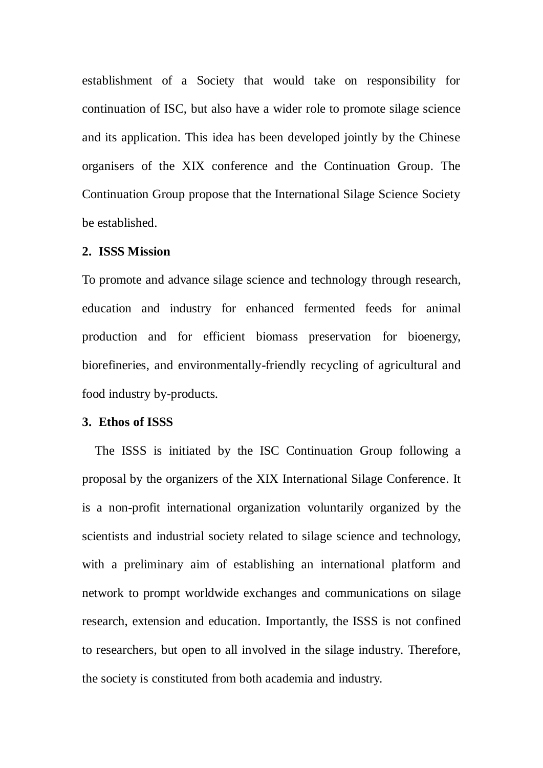establishment of a Society that would take on responsibility for continuation of ISC, but also have a wider role to promote silage science and its application. This idea has been developed jointly by the Chinese organisers of the XIX conference and the Continuation Group. The Continuation Group propose that the International Silage Science Society be established.

**2. ISSS Mission**

To promote and advance silage science and technology through research, education and industry for enhanced fermented feeds for animal production and for efficient biomass preservation for bioenergy, biorefineries, and environmentally-friendly recycling of agricultural and food industry by-products.

**3. Ethos of ISSS**

The ISSS is initiated by the ISC Continuation Group following a proposal by the organizers of the XIX International Silage Conference. It is a non-profit international organization voluntarily organized by the scientists and industrial society related to silage science and technology, with a preliminary aim of establishing an international platform and network to prompt worldwide exchanges and communications on silage research, extension and education. Importantly, the ISSS is not confined to researchers, but open to all involved in the silage industry. Therefore, the society is constituted from both academia and industry.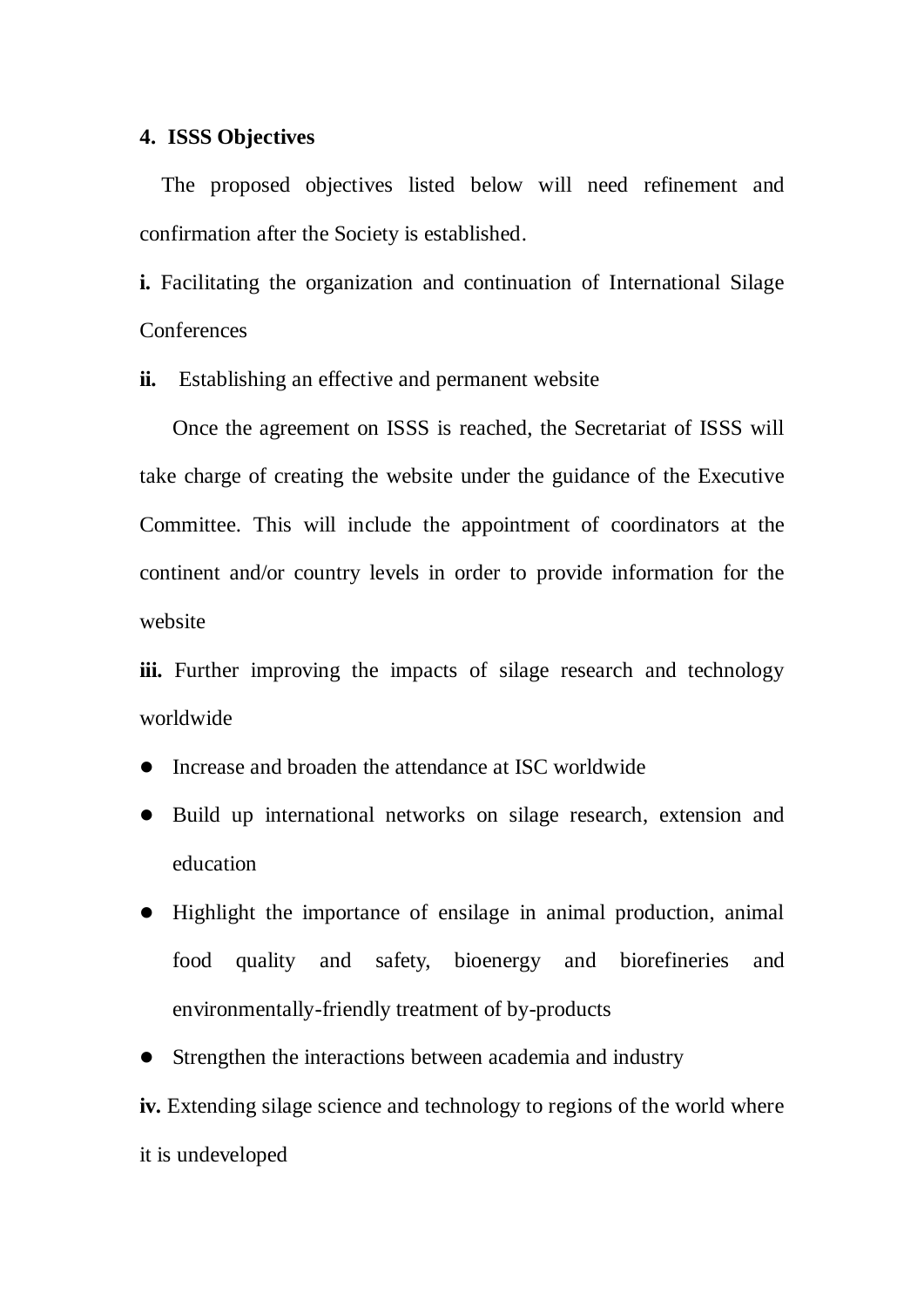## 4. ISSS Objectives

The proposed objectives listed below will need refinement and confirmation after the Society is established.

**i.** Facilitating the organization and continuation of International Silage Conferences

**ii.** Establishing an effective and permanent website

Once the agreement on ISSS is reached, the Secretariat of ISSS will take charge of creating the website under the guidance of the Executive Committee. This will include the appointment of coordinators at the continent and/or country levels in order to provide information for the website

**iii.** Further improving the impacts of silage research and technology worldwide

- Increase and broaden the attendance at ISC worldwide
- Build up international networks on silage research, extension and education
- Highlight the importance of ensilage in animal production, animal food quality and safety, bioenergy and biorefineries and environmentally-friendly treatment of by-products
- Strengthen the interactions between academia and industry

**iv.** Extending silage science and technology to regions of the world where it is undeveloped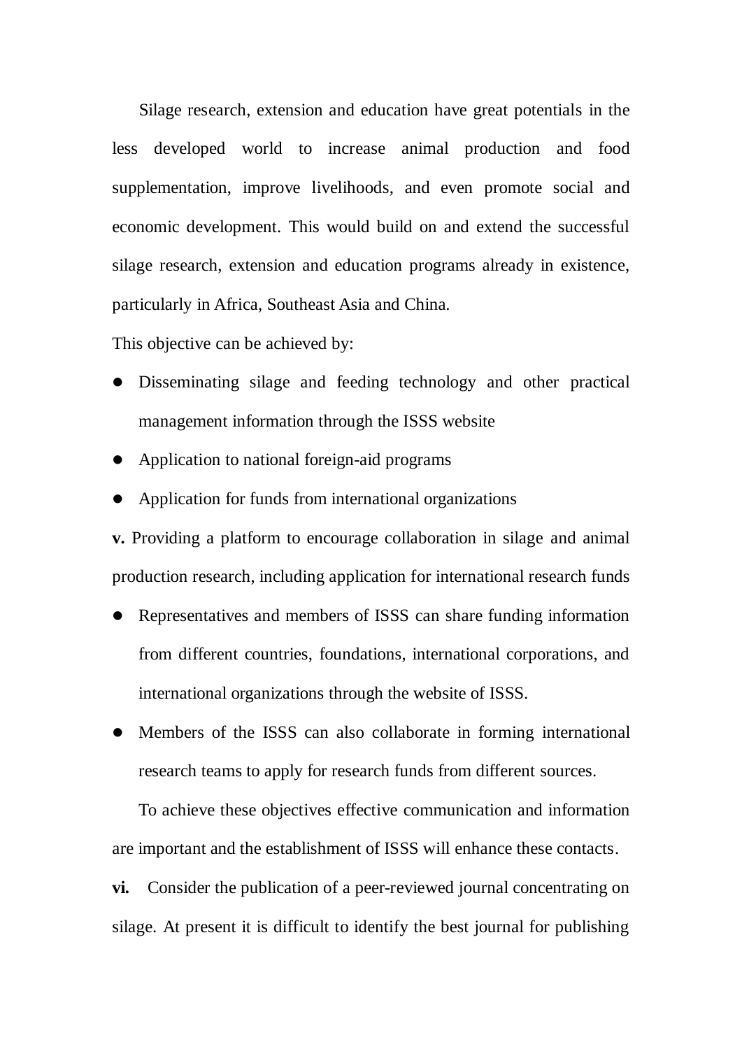Silage research, extension and education have great potentials in the less developed world to increase animal production and food supplementation, improve livelihoods, and even promote social and economic development. This would build on and extend the successful silage research, extension and education programs already in existence, particularly in Africa, Southeast Asia and China.

This objective can be achieved by:

- Disseminating silage and feeding technology and other practical management information through the ISSS website
- Application to national foreign-aid programs
- Application for funds from international organizations

**v.** Providing a platform to encourage collaboration in silage and animal production research, including application for international research funds

- Representatives and members of ISSS can share funding information from different countries, foundations, international corporations, and international organizations through the website of ISSS.
- Members of the ISSS can also collaborate in forming international research teams to apply for research funds from different sources.

To achieve these objectives effective communication and information are important and the establishment of ISSS will enhance these contacts.

**vi.** Consider the publication of a peer-reviewed journal concentrating on silage. At present it is difficult to identify the best journal for publishing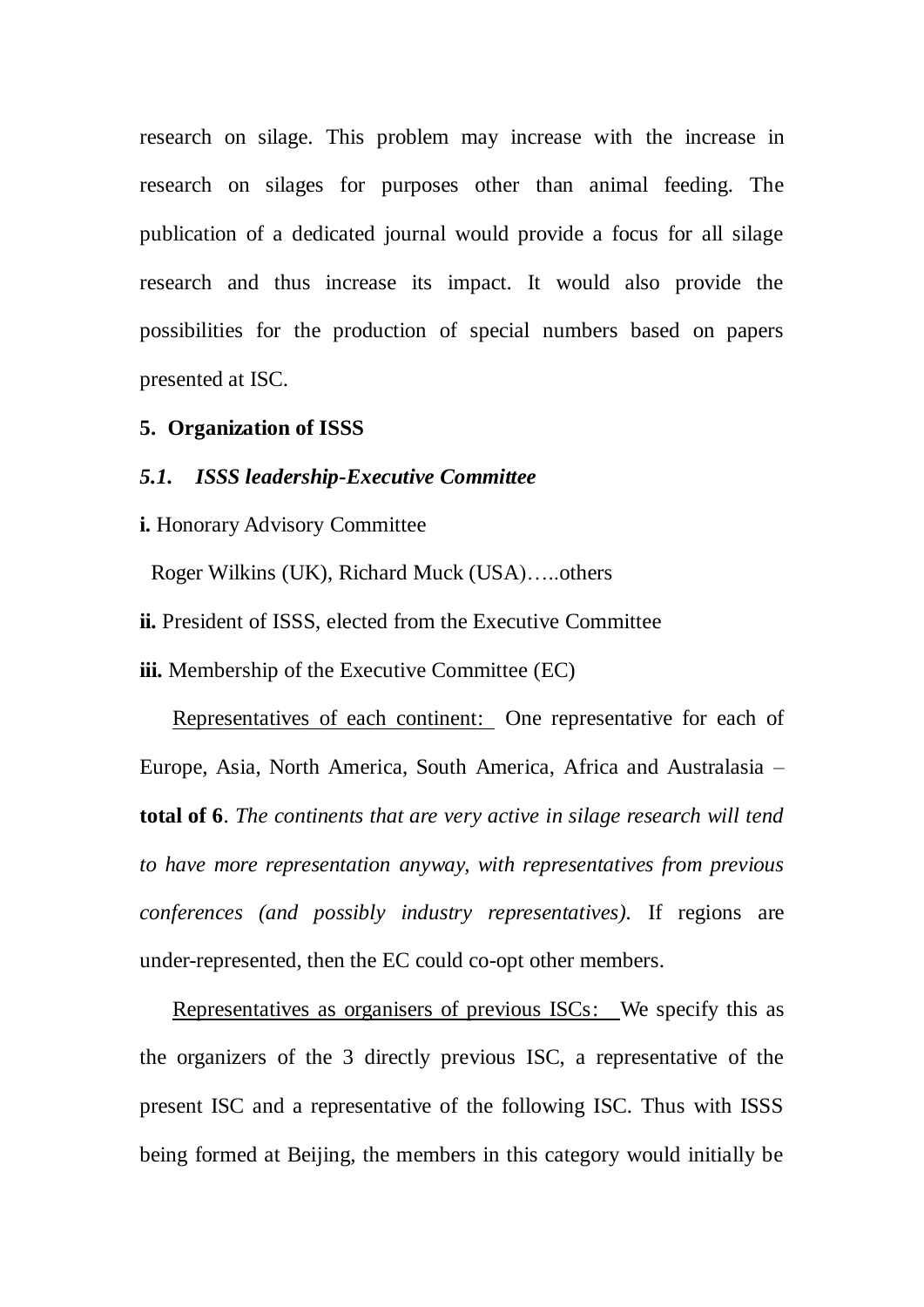research on silage. This problem may increase with the increase in research on silages for purposes other than animal feeding. The publication of a dedicated journal would provide a focus for all silage research and thus increase its impact. It would also provide the possibilities for the production of special numbers based on papers presented at ISC.

## 5. Organization of ISSS

### *5.1. ISSS leadership-Executive Committee*

**i.** Honorary Advisory Committee

Roger Wilkins (UK), Richard Muck (USA)…..others

**ii.** President of ISSS, elected from the Executive Committee

**iii.** Membership of the Executive Committee (EC)

Representatives of each continent: One representative for each of Europe, Asia, North America, South America, Africa and Australasia – **total of 6**. *The continents that are very active in silage research will tend to have more representation anyway, with representatives from previous conferences (and possibly industry representatives).* If regions are under-represented, then the EC could co-opt other members.

Representatives as organisers of previous ISCs: We specify this as the organizers of the 3 directly previous ISC, a representative of the present ISC and a representative of the following ISC. Thus with ISSS being formed at Beijing, the members in this category would initially be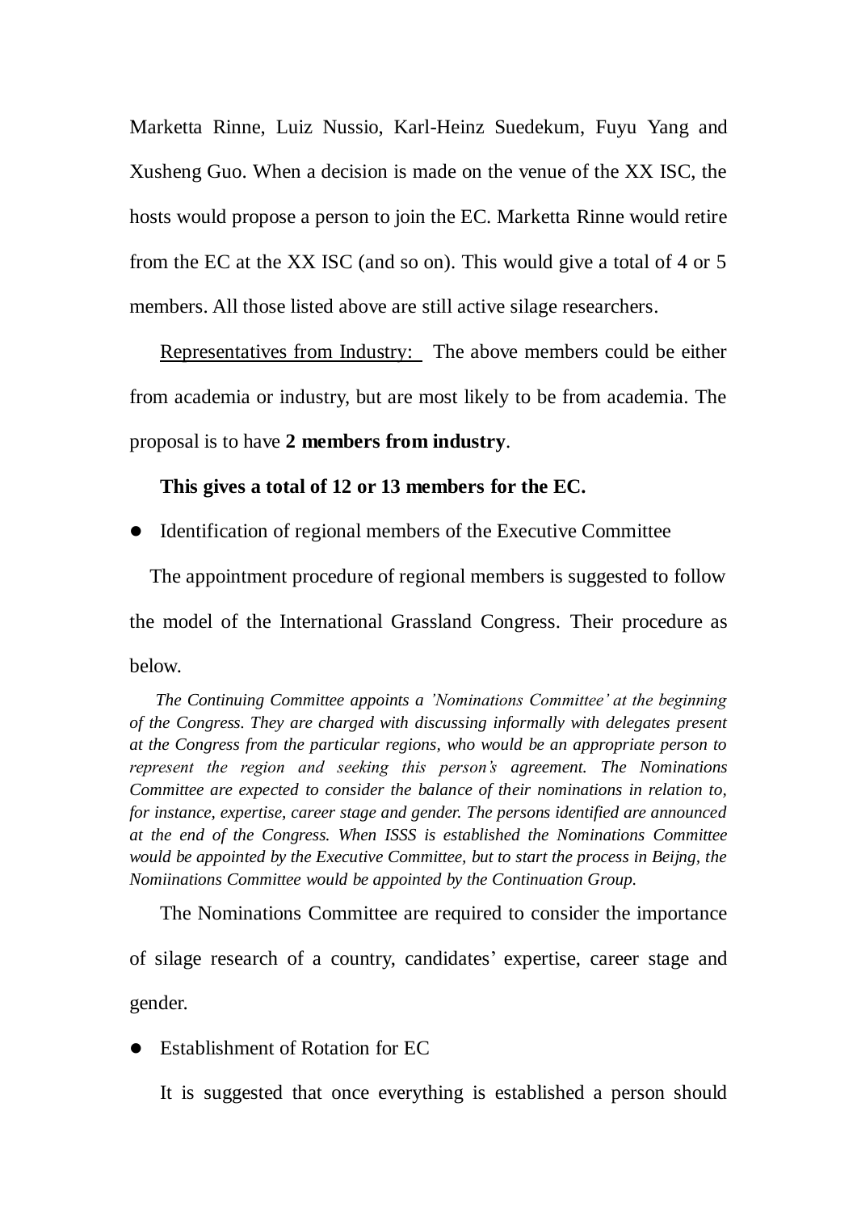Marketta Rinne, Luiz Nussio, Karl-Heinz Suedekum, Fuyu Yang and Xusheng Guo. When a decision is made on the venue of the XX ISC, the hosts would propose a person to join the EC. Marketta Rinne would retire from the EC at the XX ISC (and so on). This would give a total of 4 or 5 members. All those listed above are still active silage researchers.

<u>Representatives from Industry:</u> The above members could be either from academia or industry, but are most likely to be from academia. The proposal is to have **2 members from industry**.

**This gives a total of 12 or 13 members for the EC.**

- Identification of regional members of the Executive Committee

The appointment procedure of regional members is suggested to follow the model of the International Grassland Congress. Their procedure as below.

*The Continuing Committee appoints a 'Nominations Committee' at the beginning of the Congress. They are charged with discussing informally with delegates present at the Congress from the particular regions, who would be an appropriate person to represent the region and seeking this person's agreement. The Nominations Committee are expected to consider the balance of their nominations in relation to, for instance, expertise, career stage and gender. The persons identified are announced at the end of the Congress. When ISSS is established the Nominations Committee would be appointed by the Executive Committee, but to start the process in Beijng, the Nomiinations Committee would be appointed by the Continuation Group.*

The Nominations Committee are required to consider the importance of silage research of a country, candidates' expertise, career stage and gender.

- Establishment of Rotation for EC

It is suggested that once everything is established a person should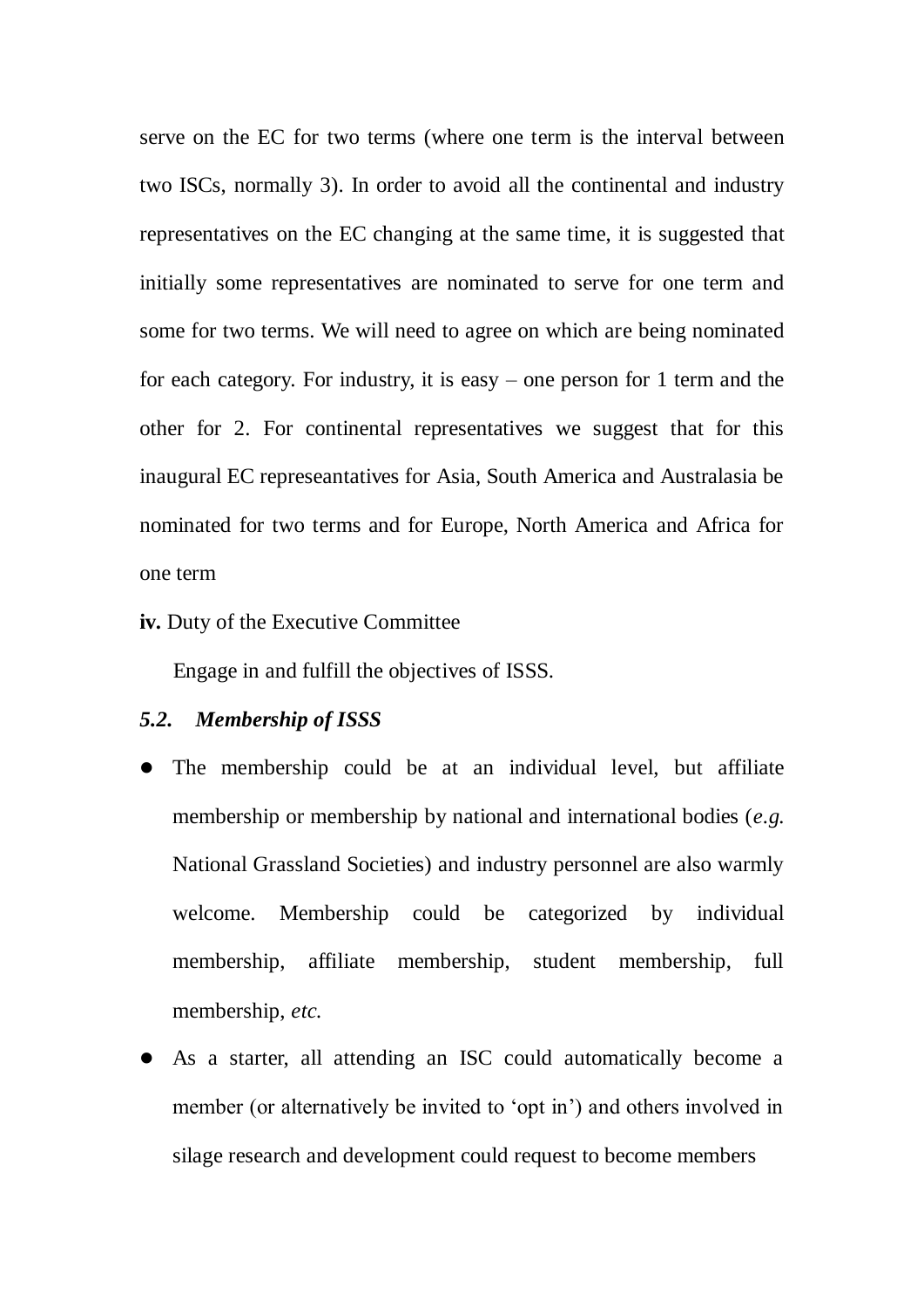serve on the EC for two terms (where one term is the interval between two ISCs, normally 3). In order to avoid all the continental and industry representatives on the EC changing at the same time, it is suggested that initially some representatives are nominated to serve for one term and some for two terms. We will need to agree on which are being nominated for each category. For industry, it is easy – one person for 1 term and the other for 2. For continental representatives we suggest that for this inaugural EC represeantatives for Asia, South America and Australasia be nominated for two terms and for Europe, North America and Africa for one term

**iv.** Duty of the Executive Committee

Engage in and fulfill the objectives of ISSS.

### *5.2. Membership of ISSS*

- The membership could be at an individual level, but affiliate membership or membership by national and international bodies (*e.g.* National Grassland Societies) and industry personnel are also warmly welcome. Membership could be categorized by individual membership, affiliate membership, student membership, full membership, *etc.*
- As a starter, all attending an ISC could automatically become a member (or alternatively be invited to 'opt in') and others involved in silage research and development could request to become members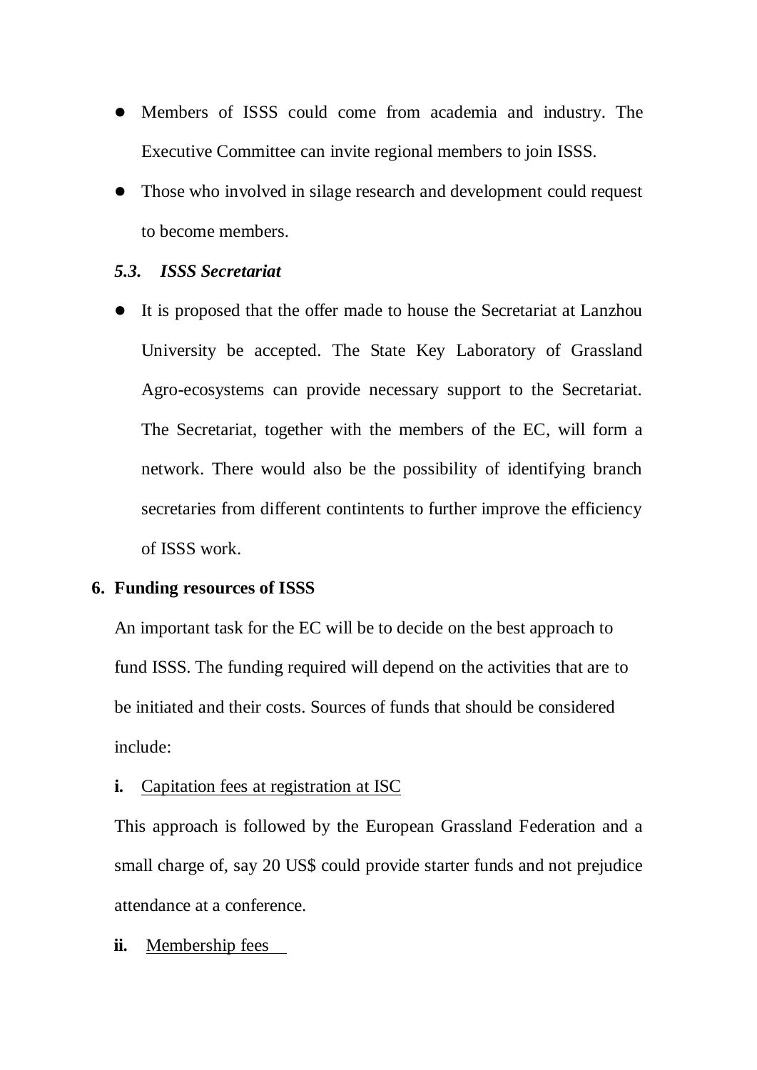- Members of ISSS could come from academia and industry. The Executive Committee can invite regional members to join ISSS.
- Those who involved in silage research and development could request to become members.

### *5.3. ISSS Secretariat*

- It is proposed that the offer made to house the Secretariat at Lanzhou University be accepted. The State Key Laboratory of Grassland Agro-ecosystems can provide necessary support to the Secretariat. The Secretariat, together with the members of the EC, will form a network. There would also be the possibility of identifying branch secretaries from different contintents to further improve the efficiency of ISSS work.

## 6. Funding resources of ISSS

An important task for the EC will be to decide on the best approach to fund ISSS. The funding required will depend on the activities that are to be initiated and their costs. Sources of funds that should be considered include:

**i.** <u>Capitation fees at registration at ISC</u>

This approach is followed by the European Grassland Federation and a small charge of, say 20 US$ could provide starter funds and not prejudice attendance at a conference.

**ii.** <u>Membership fees</u>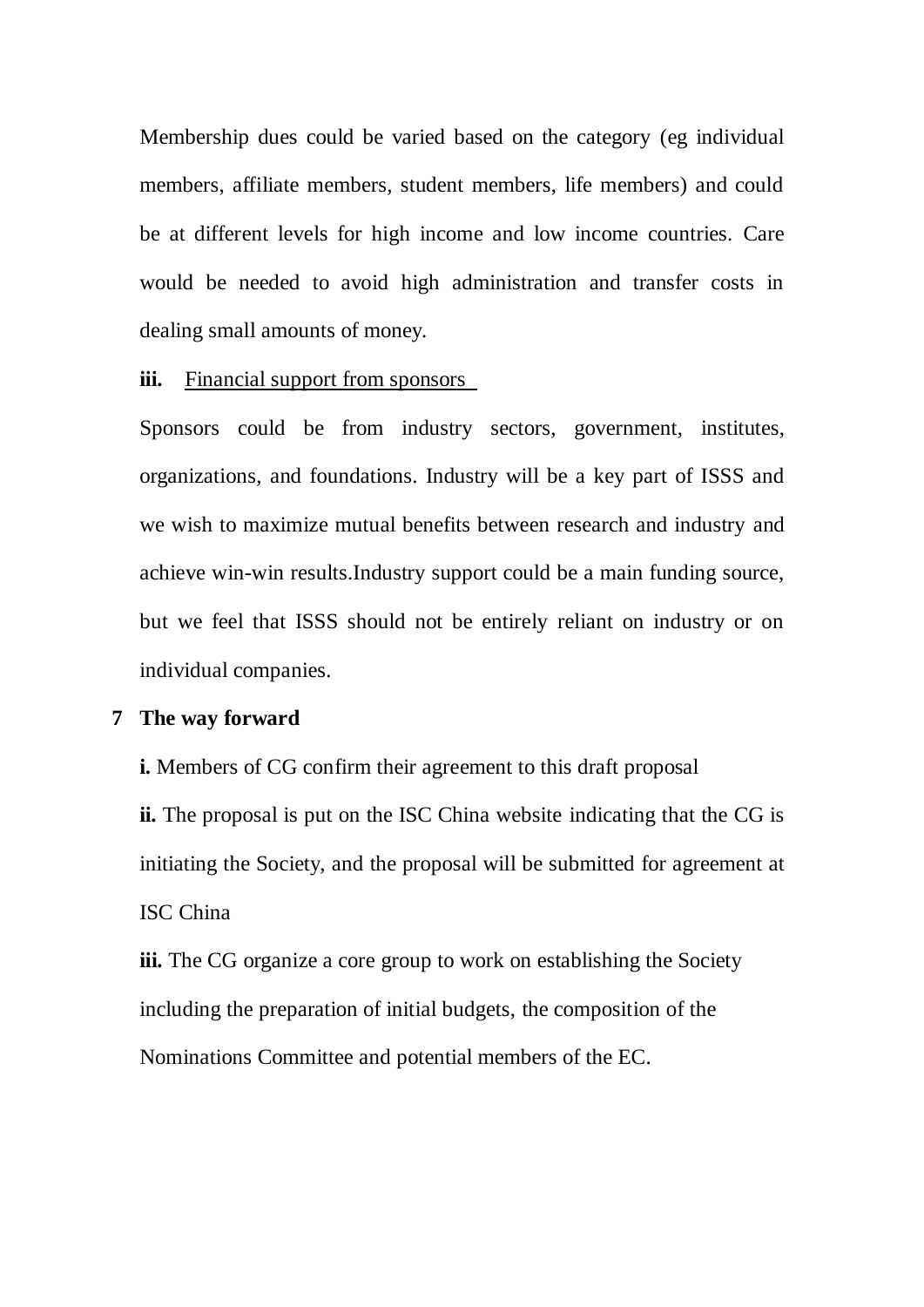Membership dues could be varied based on the category (eg individual members, affiliate members, student members, life members) and could be at different levels for high income and low income countries. Care would be needed to avoid high administration and transfer costs in dealing small amounts of money.

**iii.** Financial support from sponsors

Sponsors could be from industry sectors, government, institutes, organizations, and foundations. Industry will be a key part of ISSS and we wish to maximize mutual benefits between research and industry and achieve win-win results.Industry support could be a main funding source, but we feel that ISSS should not be entirely reliant on industry or on individual companies.

## 7 The way forward

**i.** Members of CG confirm their agreement to this draft proposal

**ii.** The proposal is put on the ISC China website indicating that the CG is initiating the Society, and the proposal will be submitted for agreement at ISC China

**iii.** The CG organize a core group to work on establishing the Society including the preparation of initial budgets, the composition of the Nominations Committee and potential members of the EC.